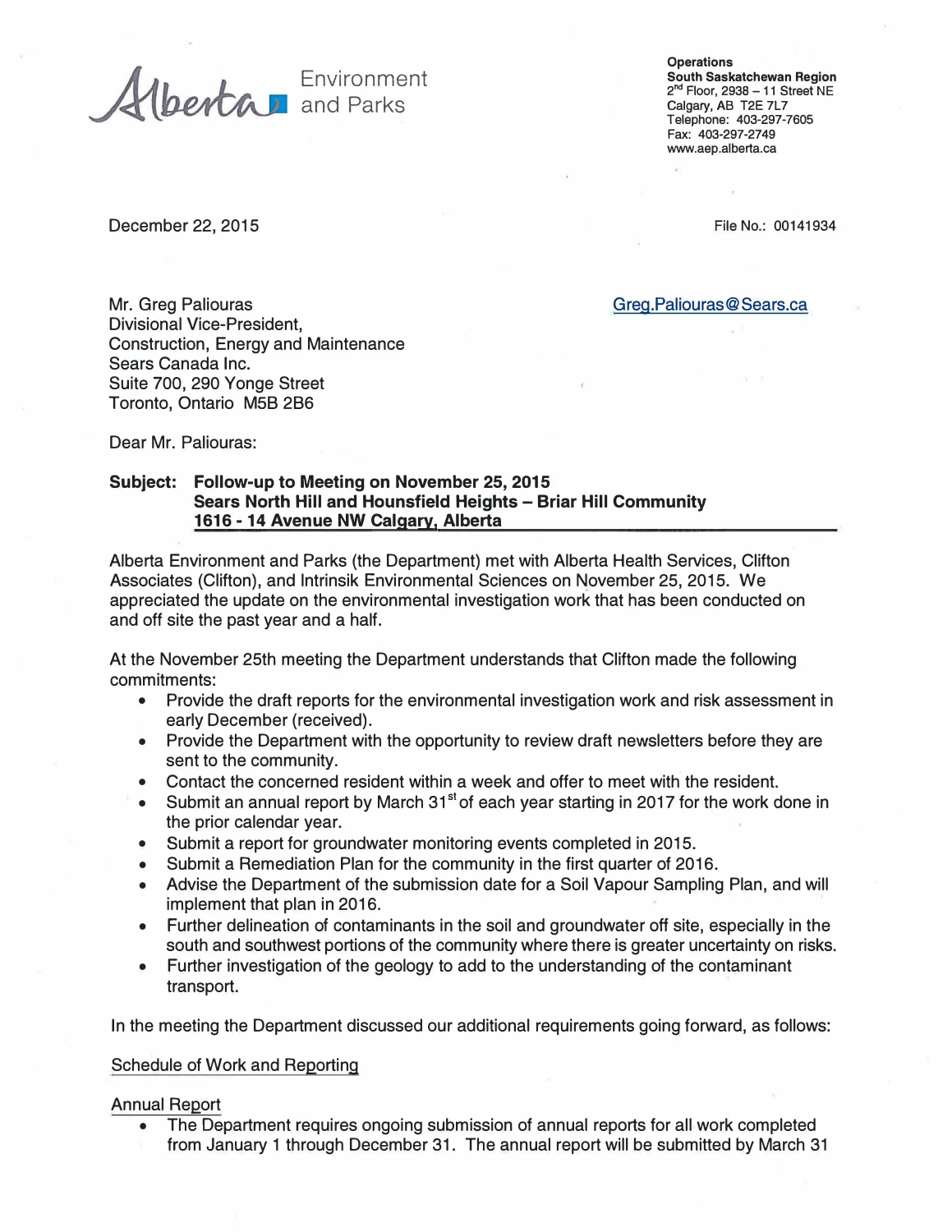Alberta Environment and Parks

**Operations**
**South Saskatchewan Region**
2nd Floor, 2938 – 11 Street NE
Calgary, AB T2E 7L7
Telephone: 403-297-7605
Fax: 403-297-2749
www.aep.alberta.ca

December 22, 2015

File No.: 00141934

Mr. Greg Paliouras
Divisional Vice-President,
Construction, Energy and Maintenance
Sears Canada Inc.
Suite 700, 290 Yonge Street
Toronto, Ontario M5B 2B6

Greg.Paliouras@Sears.ca

Dear Mr. Paliouras:

**Subject: Follow-up to Meeting on November 25, 2015**
**Sears North Hill and Hounsfield Heights – Briar Hill Community**
**1616 - 14 Avenue NW Calgary, Alberta**

Alberta Environment and Parks (the Department) met with Alberta Health Services, Clifton Associates (Clifton), and Intrinsik Environmental Sciences on November 25, 2015. We appreciated the update on the environmental investigation work that has been conducted on and off site the past year and a half.

At the November 25th meeting the Department understands that Clifton made the following commitments:

- Provide the draft reports for the environmental investigation work and risk assessment in early December (received).
- Provide the Department with the opportunity to review draft newsletters before they are sent to the community.
- Contact the concerned resident within a week and offer to meet with the resident.
- Submit an annual report by March 31st of each year starting in 2017 for the work done in the prior calendar year.
- Submit a report for groundwater monitoring events completed in 2015.
- Submit a Remediation Plan for the community in the first quarter of 2016.
- Advise the Department of the submission date for a Soil Vapour Sampling Plan, and will implement that plan in 2016.
- Further delineation of contaminants in the soil and groundwater off site, especially in the south and southwest portions of the community where there is greater uncertainty on risks.
- Further investigation of the geology to add to the understanding of the contaminant transport.

In the meeting the Department discussed our additional requirements going forward, as follows:

Schedule of Work and Reporting

Annual Report

- The Department requires ongoing submission of annual reports for all work completed from January 1 through December 31. The annual report will be submitted by March 31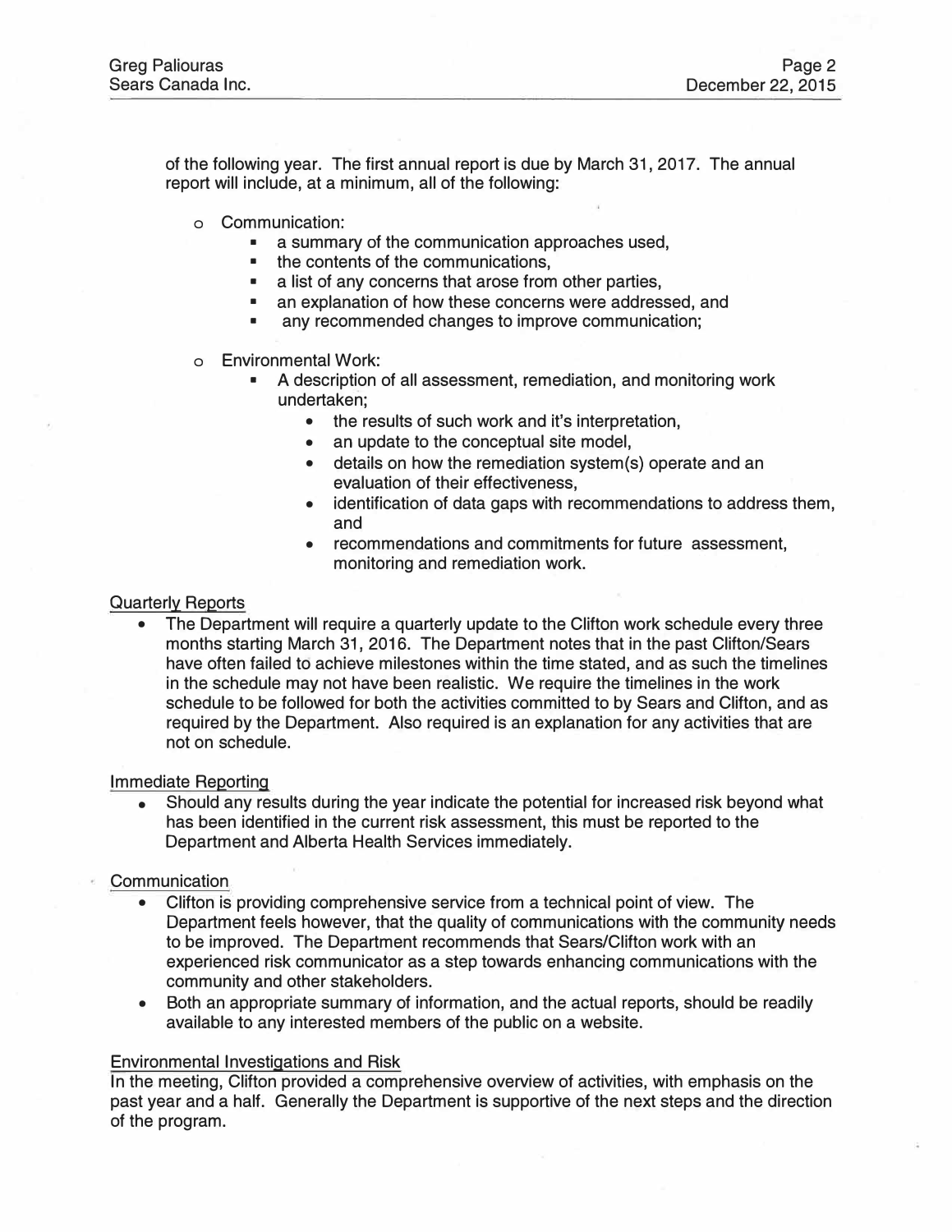of the following year. The first annual report is due by March 31, 2017. The annual report will include, at a minimum, all of the following:

- Communication:
  - a summary of the communication approaches used,
  - the contents of the communications,
  - a list of any concerns that arose from other parties,
  - an explanation of how these concerns were addressed, and
  - any recommended changes to improve communication;
- Environmental Work:
  - A description of all assessment, remediation, and monitoring work undertaken;
    - the results of such work and it's interpretation,
    - an update to the conceptual site model,
    - details on how the remediation system(s) operate and an evaluation of their effectiveness,
    - identification of data gaps with recommendations to address them, and
    - recommendations and commitments for future assessment, monitoring and remediation work.

Quarterly Reports

- The Department will require a quarterly update to the Clifton work schedule every three months starting March 31, 2016. The Department notes that in the past Clifton/Sears have often failed to achieve milestones within the time stated, and as such the timelines in the schedule may not have been realistic. We require the timelines in the work schedule to be followed for both the activities committed to by Sears and Clifton, and as required by the Department. Also required is an explanation for any activities that are not on schedule.

Immediate Reporting

- Should any results during the year indicate the potential for increased risk beyond what has been identified in the current risk assessment, this must be reported to the Department and Alberta Health Services immediately.

Communication

- Clifton is providing comprehensive service from a technical point of view. The Department feels however, that the quality of communications with the community needs to be improved. The Department recommends that Sears/Clifton work with an experienced risk communicator as a step towards enhancing communications with the community and other stakeholders.
- Both an appropriate summary of information, and the actual reports, should be readily available to any interested members of the public on a website.

Environmental Investigations and Risk

In the meeting, Clifton provided a comprehensive overview of activities, with emphasis on the past year and a half. Generally the Department is supportive of the next steps and the direction of the program.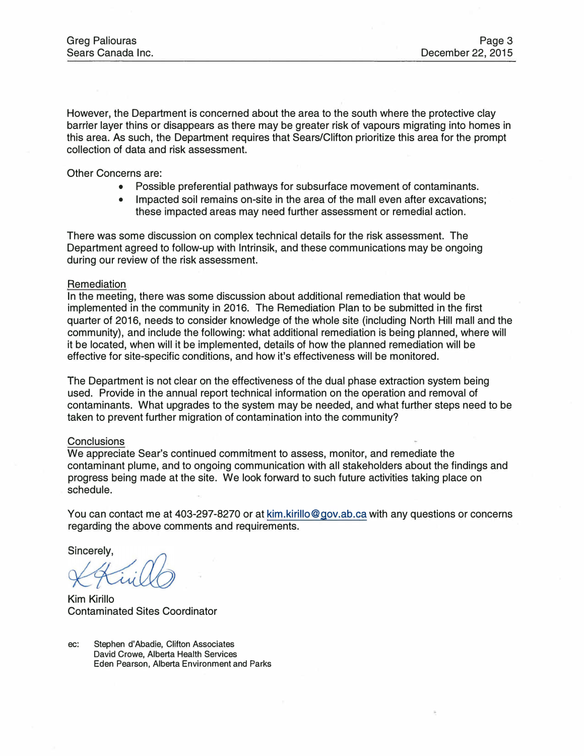However, the Department is concerned about the area to the south where the protective clay barrier layer thins or disappears as there may be greater risk of vapours migrating into homes in this area. As such, the Department requires that Sears/Clifton prioritize this area for the prompt collection of data and risk assessment.

Other Concerns are:

- Possible preferential pathways for subsurface movement of contaminants.
- Impacted soil remains on-site in the area of the mall even after excavations; these impacted areas may need further assessment or remedial action.

There was some discussion on complex technical details for the risk assessment. The Department agreed to follow-up with Intrinsik, and these communications may be ongoing during our review of the risk assessment.

Remediation

In the meeting, there was some discussion about additional remediation that would be implemented in the community in 2016. The Remediation Plan to be submitted in the first quarter of 2016, needs to consider knowledge of the whole site (including North Hill mall and the community), and include the following: what additional remediation is being planned, where will it be located, when will it be implemented, details of how the planned remediation will be effective for site-specific conditions, and how it's effectiveness will be monitored.

The Department is not clear on the effectiveness of the dual phase extraction system being used. Provide in the annual report technical information on the operation and removal of contaminants. What upgrades to the system may be needed, and what further steps need to be taken to prevent further migration of contamination into the community?

Conclusions

We appreciate Sear's continued commitment to assess, monitor, and remediate the contaminant plume, and to ongoing communication with all stakeholders about the findings and progress being made at the site. We look forward to such future activities taking place on schedule.

You can contact me at 403-297-8270 or at kim.kirillo@gov.ab.ca with any questions or concerns regarding the above comments and requirements.

Sincerely,

Kim Kirillo
Contaminated Sites Coordinator

ec: Stephen d'Abadie, Clifton Associates
David Crowe, Alberta Health Services
Eden Pearson, Alberta Environment and Parks